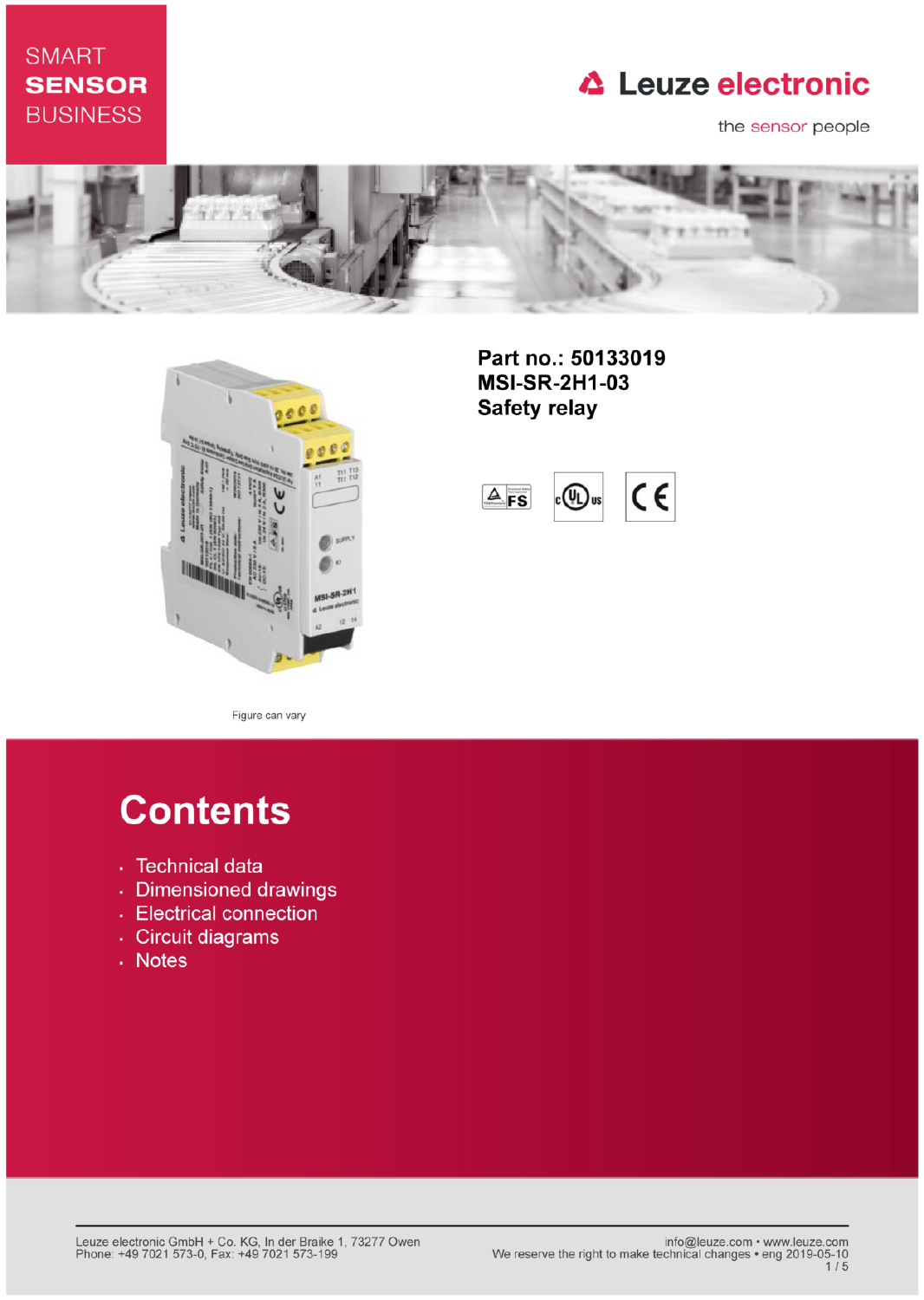SMART
**SENSOR**
BUSINESS

Leuze electronic

the sensor people

# Part no.: 50133019
# MSI-SR-2H1-03
# Safety relay

Figure can vary

## Contents

- Technical data
- Dimensioned drawings
- Electrical connection
- Circuit diagrams
- Notes

Leuze electronic GmbH + Co. KG, In der Braike 1, 73277 Owen
Phone: +49 7021 573-0, Fax: +49 7021 573-199

info@leuze.com • www.leuze.com
We reserve the right to make technical changes • eng 2019-05-10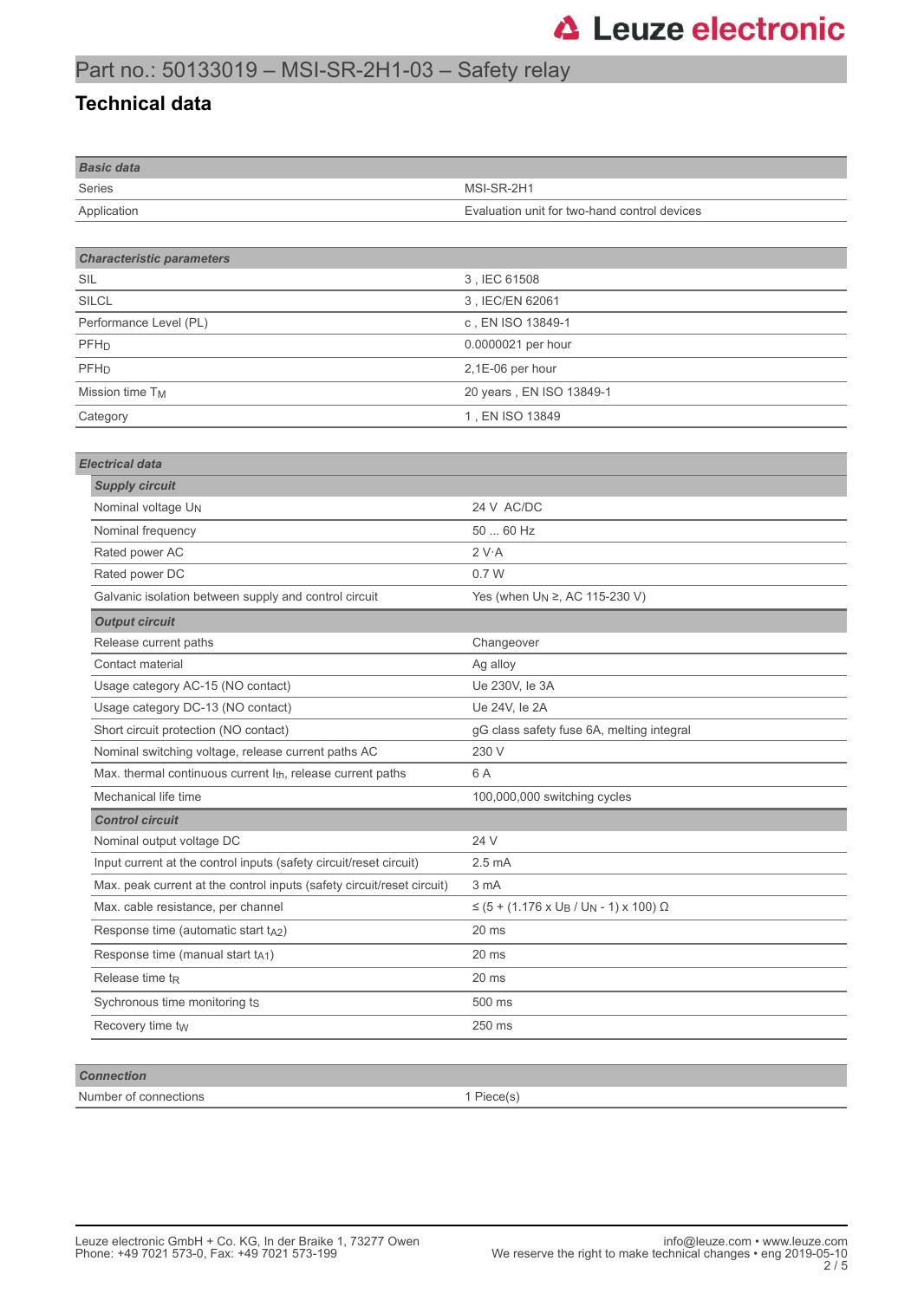# Part no.: 50133019 – MSI-SR-2H1-03 – Safety relay

## Technical data

| *Basic data* | |
|---|---|
| Series | MSI-SR-2H1 |
| Application | Evaluation unit for two-hand control devices |

| *Characteristic parameters* | |
|---|---|
| SIL | 3 , IEC 61508 |
| SILCL | 3 , IEC/EN 62061 |
| Performance Level (PL) | c , EN ISO 13849-1 |
| $PFH_D$ | 0.0000021 per hour |
| $PFH_D$ | 2,1E-06 per hour |
| Mission time $T_M$ | 20 years , EN ISO 13849-1 |
| Category | 1 , EN ISO 13849 |

| *Electrical data* | |
|---|---|
| ***Supply circuit*** | |
| Nominal voltage $U_N$ | 24 V AC/DC |
| Nominal frequency | 50 ... 60 Hz |
| Rated power AC | 2 V·A |
| Rated power DC | 0.7 W |
| Galvanic isolation between supply and control circuit | Yes (when $U_N$ ≥, AC 115-230 V) |
| ***Output circuit*** | |
| Release current paths | Changeover |
| Contact material | Ag alloy |
| Usage category AC-15 (NO contact) | Ue 230V, Ie 3A |
| Usage category DC-13 (NO contact) | Ue 24V, Ie 2A |
| Short circuit protection (NO contact) | gG class safety fuse 6A, melting integral |
| Nominal switching voltage, release current paths AC | 230 V |
| Max. thermal continuous current $I_{th}$, release current paths | 6 A |
| Mechanical life time | 100,000,000 switching cycles |
| ***Control circuit*** | |
| Nominal output voltage DC | 24 V |
| Input current at the control inputs (safety circuit/reset circuit) | 2.5 mA |
| Max. peak current at the control inputs (safety circuit/reset circuit) | 3 mA |
| Max. cable resistance, per channel | ≤ (5 + (1.176 x $U_B$ / $U_N$ - 1) x 100) Ω |
| Response time (automatic start $t_{A2}$) | 20 ms |
| Response time (manual start $t_{A1}$) | 20 ms |
| Release time $t_R$ | 20 ms |
| Sychronous time monitoring $t_S$ | 500 ms |
| Recovery time $t_W$ | 250 ms |

| *Connection* | |
|---|---|
| Number of connections | 1 Piece(s) |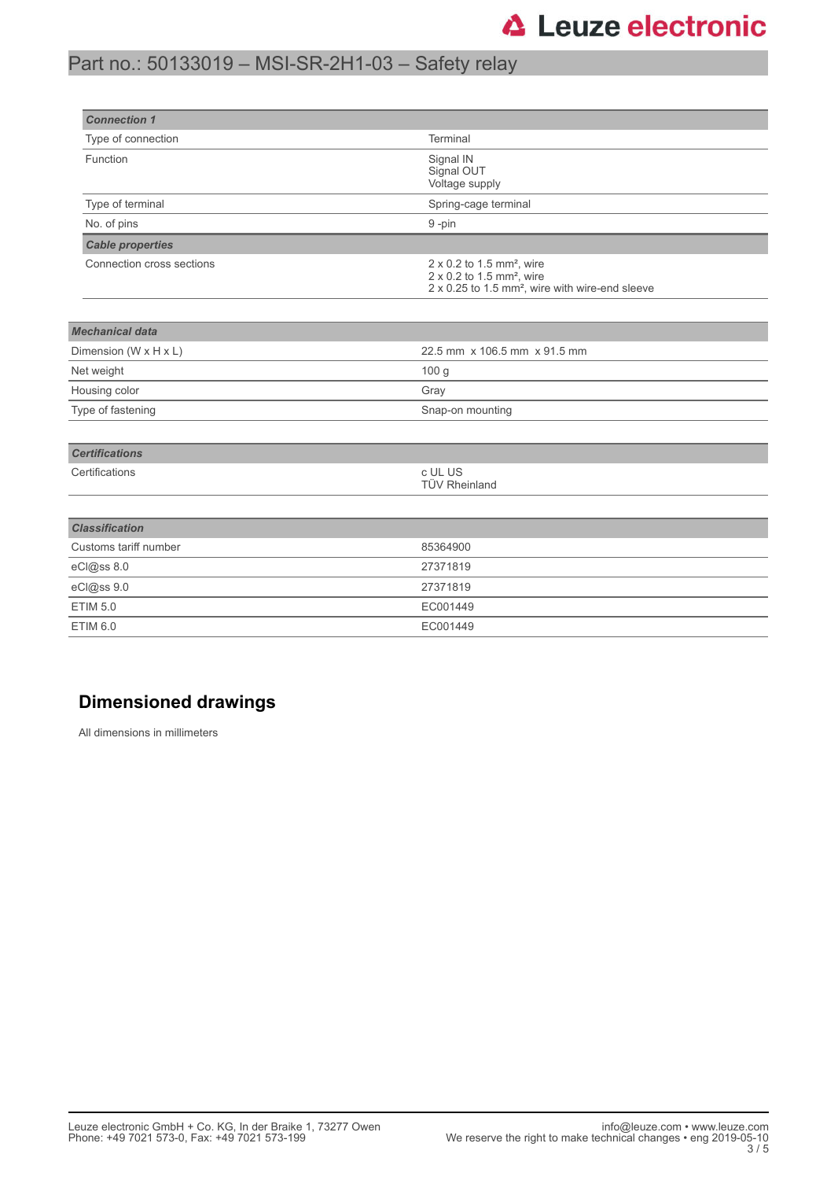| Connection 1 | |
|---|---|
| Type of connection | Terminal |
| Function | Signal IN<br>Signal OUT<br>Voltage supply |
| Type of terminal | Spring-cage terminal |
| No. of pins | 9 -pin |
| ***Cable properties*** | |
| Connection cross sections | 2 x 0.2 to 1.5 mm², wire<br>2 x 0.2 to 1.5 mm², wire<br>2 x 0.25 to 1.5 mm², wire with wire-end sleeve |

| Mechanical data | |
|---|---|
| Dimension (W x H x L) | 22.5 mm x 106.5 mm x 91.5 mm |
| Net weight | 100 g |
| Housing color | Gray |
| Type of fastening | Snap-on mounting |

| Certifications | |
|---|---|
| Certifications | c UL US<br>TÜV Rheinland |

| Classification | |
|---|---|
| Customs tariff number | 85364900 |
| eCl@ss 8.0 | 27371819 |
| eCl@ss 9.0 | 27371819 |
| ETIM 5.0 | EC001449 |
| ETIM 6.0 | EC001449 |

## Dimensioned drawings

All dimensions in millimeters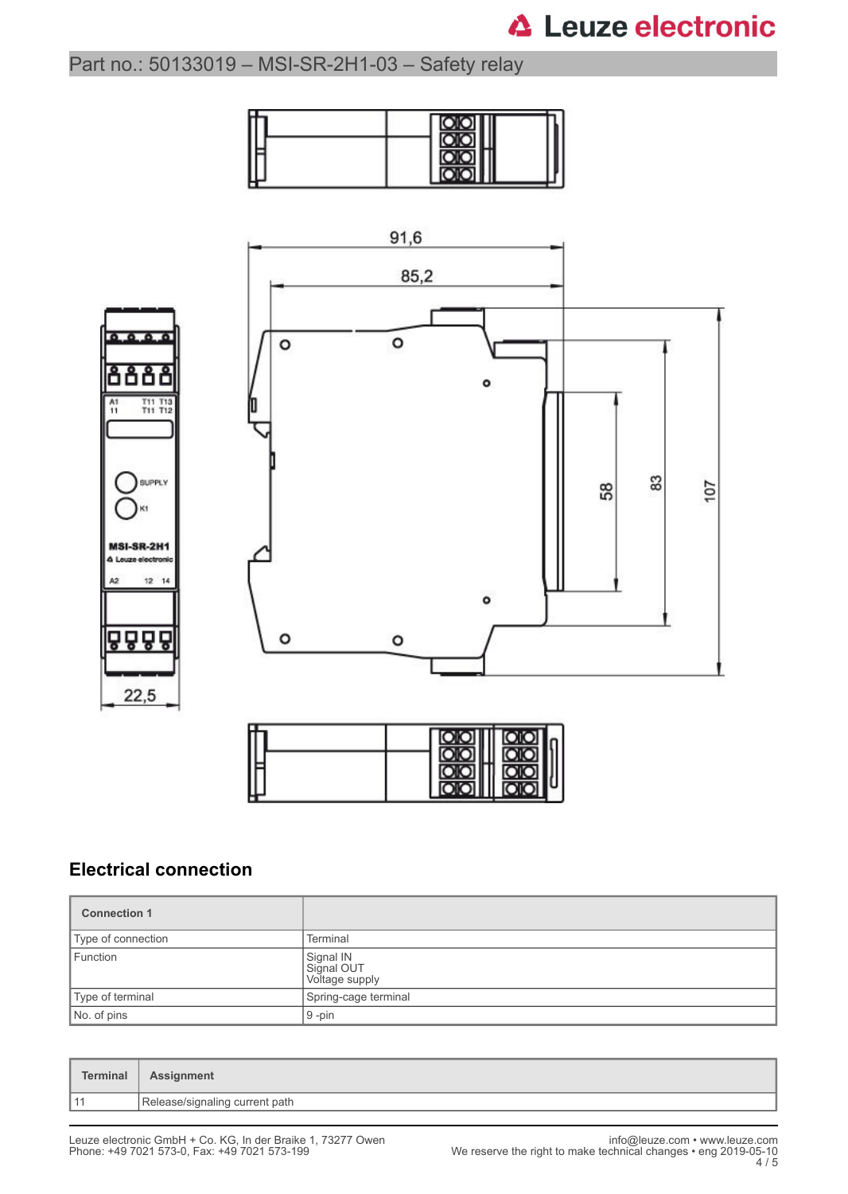## Electrical connection

| Connection 1 | |
|---|---|
| Type of connection | Terminal |
| Function | Signal IN<br>Signal OUT<br>Voltage supply |
| Type of terminal | Spring-cage terminal |
| No. of pins | 9 -pin |

| Terminal | Assignment |
|---|---|
| 11 | Release/signaling current path |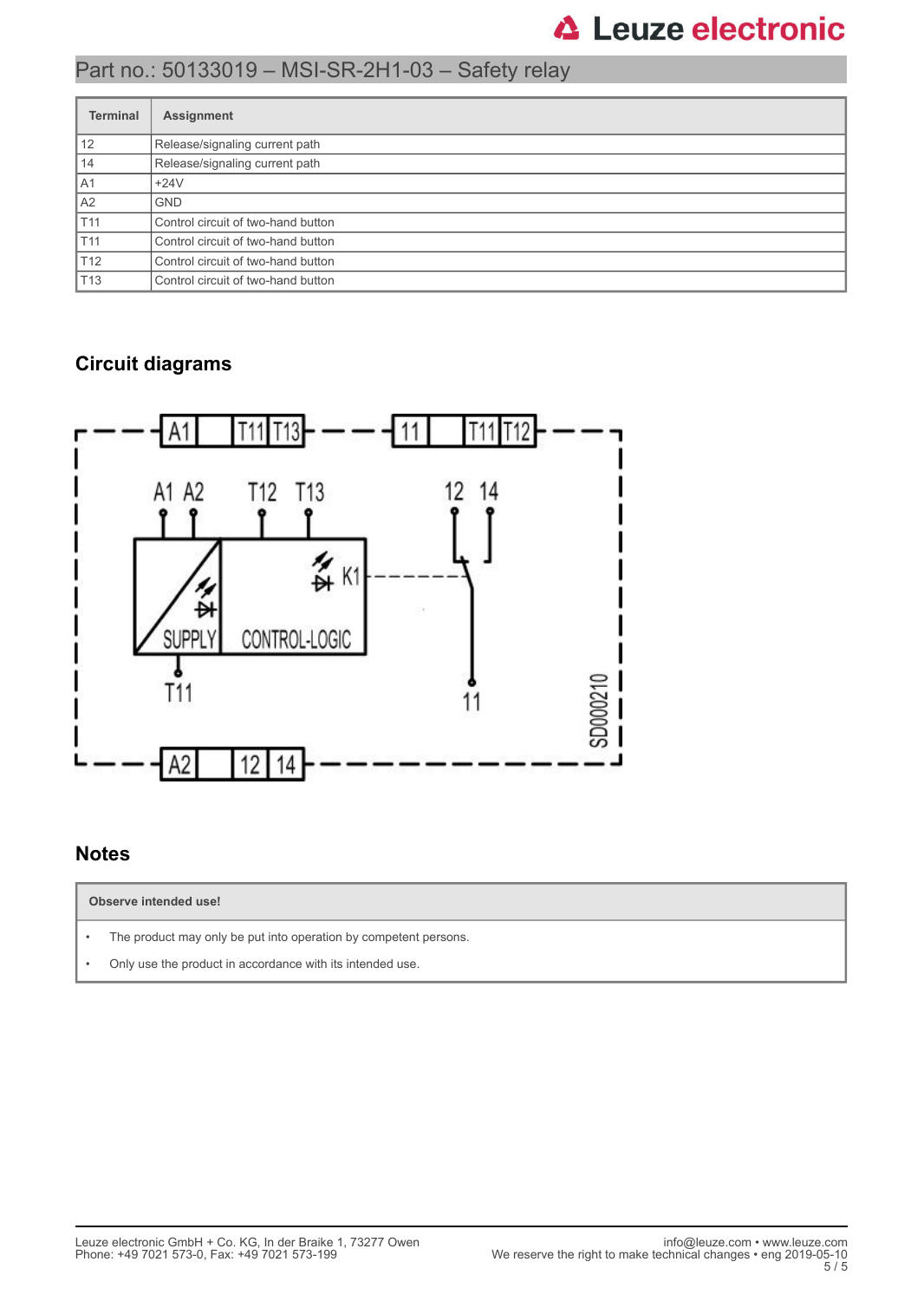| Terminal | Assignment |
| --- | --- |
| 12 | Release/signaling current path |
| 14 | Release/signaling current path |
| A1 | +24V |
| A2 | GND |
| T11 | Control circuit of two-hand button |
| T11 | Control circuit of two-hand button |
| T12 | Control circuit of two-hand button |
| T13 | Control circuit of two-hand button |

## Circuit diagrams

A1 T11 T13 11 T11 T12

A1 A2 T12 T13 12 14

K1

SUPPLY CONTROL-LOGIC

T11 11

SD00210

A2 12 14

## Notes

| Observe intended use! |
| --- |
| • The product may only be put into operation by competent persons. |
| • Only use the product in accordance with its intended use. |